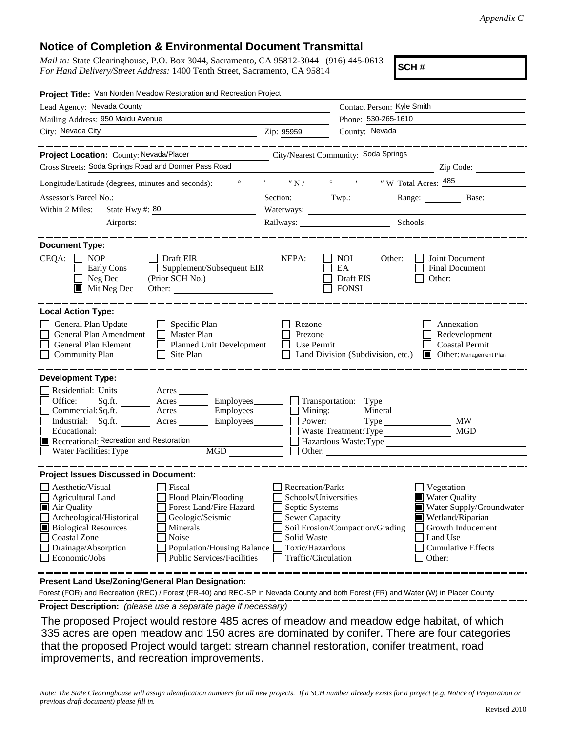*Appendix C*

# Notice of Completion & Environmental Document Transmittal

*Mail to:* State Clearinghouse, P.O. Box 3044, Sacramento, CA 95812-3044 (916) 445-0613
*For Hand Delivery/Street Address:* 1400 Tenth Street, Sacramento, CA 95814

**SCH #**

**Project Title:** Van Norden Meadow Restoration and Recreation Project

Lead Agency: Nevada County
Contact Person: Kyle Smith
Mailing Address: 950 Maidu Avenue
Phone: 530-265-1610
City: Nevada City
Zip: 95959
County: Nevada

**Project Location:** County: Nevada/Placer
City/Nearest Community: Soda Springs
Cross Streets: Soda Springs Road and Donner Pass Road
Zip Code:
Longitude/Latitude (degrees, minutes and seconds): ___° ___′ ___″ N / ___° ___′ ___″ W Total Acres: 485
Assessor's Parcel No.:
Section: Twp.: Range: Base:
Within 2 Miles: State Hwy #: 80
Waterways:
Airports:
Railways:
Schools:

**Document Type:**

CEQA: ☐ NOP ☐ Early Cons ☐ Neg Dec ☒ Mit Neg Dec ☐ Draft EIR ☐ Supplement/Subsequent EIR (Prior SCH No.) ☐ Other:

NEPA: ☐ NOI ☐ EA ☐ Draft EIS ☐ FONSI

Other: ☐ Joint Document ☐ Final Document ☐ Other:

**Local Action Type:**

☐ General Plan Update ☐ General Plan Amendment ☐ General Plan Element ☐ Community Plan ☐ Specific Plan ☐ Master Plan ☐ Planned Unit Development ☐ Site Plan ☐ Rezone ☐ Prezone ☐ Use Permit ☐ Land Division (Subdivision, etc.) ☐ Annexation ☐ Redevelopment ☐ Coastal Permit ☒ Other: Management Plan

**Development Type:**

☐ Residential: Units Acres
☐ Office: Sq.ft. Acres Employees
☐ Commercial: Sq.ft. Acres Employees
☐ Industrial: Sq.ft. Acres Employees
☐ Educational:
☒ Recreational: Recreation and Restoration
☐ Water Facilities: Type MGD
☐ Transportation: Type
☐ Mining: Mineral
☐ Power: Type MW
☐ Waste Treatment: Type MGD
☐ Hazardous Waste: Type
☐ Other:

**Project Issues Discussed in Document:**

☐ Aesthetic/Visual
☐ Agricultural Land
☒ Air Quality
☐ Archeological/Historical
☒ Biological Resources
☐ Coastal Zone
☐ Drainage/Absorption
☐ Economic/Jobs
☐ Fiscal
☐ Flood Plain/Flooding
☐ Forest Land/Fire Hazard
☐ Geologic/Seismic
☐ Minerals
☐ Noise
☐ Population/Housing Balance
☐ Public Services/Facilities
☐ Recreation/Parks
☐ Schools/Universities
☐ Septic Systems
☐ Sewer Capacity
☐ Soil Erosion/Compaction/Grading
☐ Solid Waste
☐ Toxic/Hazardous
☐ Traffic/Circulation
☐ Vegetation
☒ Water Quality
☒ Water Supply/Groundwater
☒ Wetland/Riparian
☐ Growth Inducement
☐ Land Use
☐ Cumulative Effects
☐ Other:

**Present Land Use/Zoning/General Plan Designation:**

Forest (FOR) and Recreation (REC) / Forest (FR-40) and REC-SP in Nevada County and both Forest (FR) and Water (W) in Placer County

**Project Description:** *(please use a separate page if necessary)*

The proposed Project would restore 485 acres of meadow and meadow edge habitat, of which 335 acres are open meadow and 150 acres are dominated by conifer. There are four categories that the proposed Project would target: stream channel restoration, conifer treatment, road improvements, and recreation improvements.

*Note: The State Clearinghouse will assign identification numbers for all new projects. If a SCH number already exists for a project (e.g. Notice of Preparation or previous draft document) please fill in.*

Revised 2010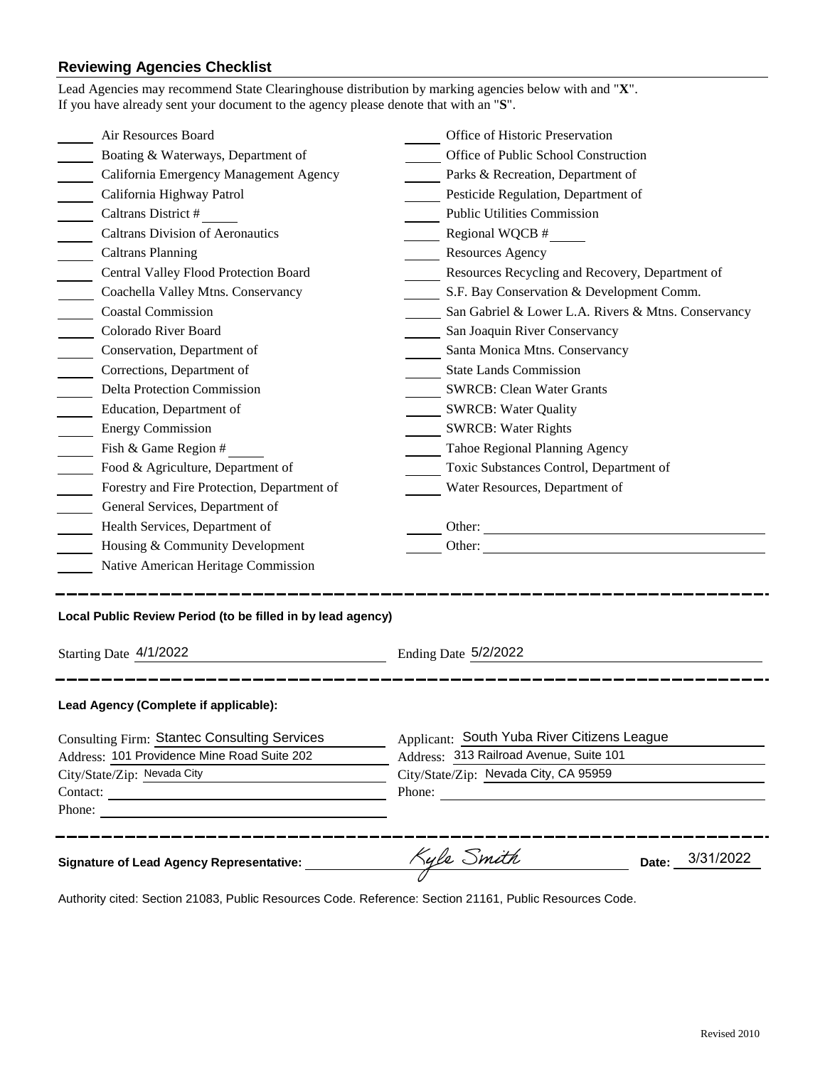## Reviewing Agencies Checklist

Lead Agencies may recommend State Clearinghouse distribution by marking agencies below with and "**X**".
If you have already sent your document to the agency please denote that with an "**S**".

- ____ Air Resources Board
- ____ Boating & Waterways, Department of
- ____ California Emergency Management Agency
- ____ California Highway Patrol
- ____ Caltrans District # ____
- ____ Caltrans Division of Aeronautics
- ____ Caltrans Planning
- ____ Central Valley Flood Protection Board
- ____ Coachella Valley Mtns. Conservancy
- ____ Coastal Commission
- ____ Colorado River Board
- ____ Conservation, Department of
- ____ Corrections, Department of
- ____ Delta Protection Commission
- ____ Education, Department of
- ____ Energy Commission
- ____ Fish & Game Region # ____
- ____ Food & Agriculture, Department of
- ____ Forestry and Fire Protection, Department of
- ____ General Services, Department of
- ____ Health Services, Department of
- ____ Housing & Community Development
- ____ Native American Heritage Commission
- ____ Office of Historic Preservation
- ____ Office of Public School Construction
- ____ Parks & Recreation, Department of
- ____ Pesticide Regulation, Department of
- ____ Public Utilities Commission
- ____ Regional WQCB # ____
- ____ Resources Agency
- ____ Resources Recycling and Recovery, Department of
- ____ S.F. Bay Conservation & Development Comm.
- ____ San Gabriel & Lower L.A. Rivers & Mtns. Conservancy
- ____ San Joaquin River Conservancy
- ____ Santa Monica Mtns. Conservancy
- ____ State Lands Commission
- ____ SWRCB: Clean Water Grants
- ____ SWRCB: Water Quality
- ____ SWRCB: Water Rights
- ____ Tahoe Regional Planning Agency
- ____ Toxic Substances Control, Department of
- ____ Water Resources, Department of
- ____ Other: ____
- ____ Other: ____

---

**Local Public Review Period (to be filled in by lead agency)**

Starting Date 4/1/2022 Ending Date 5/2/2022

---

**Lead Agency (Complete if applicable):**

Consulting Firm: Stantec Consulting Services
Address: 101 Providence Mine Road Suite 202
City/State/Zip: Nevada City
Contact:
Phone:

Applicant: South Yuba River Citizens League
Address: 313 Railroad Avenue, Suite 101
City/State/Zip: Nevada City, CA 95959
Phone:

---

**Signature of Lead Agency Representative:** Kyle Smith **Date:** 3/31/2022

Authority cited: Section 21083, Public Resources Code. Reference: Section 21161, Public Resources Code.

Revised 2010